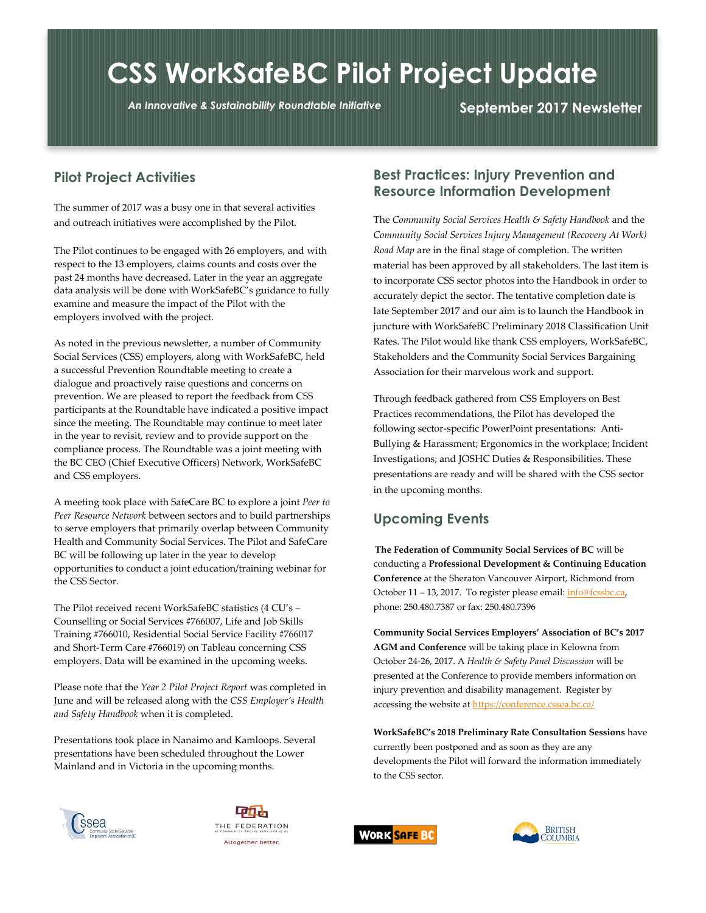# CSS WorkSafeBC Pilot Project Update

*An Innovative & Sustainability Roundtable Initiative*

**September 2017 Newsletter**

## Pilot Project Activities

The summer of 2017 was a busy one in that several activities and outreach initiatives were accomplished by the Pilot.

The Pilot continues to be engaged with 26 employers, and with respect to the 13 employers, claims counts and costs over the past 24 months have decreased. Later in the year an aggregate data analysis will be done with WorkSafeBC's guidance to fully examine and measure the impact of the Pilot with the employers involved with the project.

As noted in the previous newsletter, a number of Community Social Services (CSS) employers, along with WorkSafeBC, held a successful Prevention Roundtable meeting to create a dialogue and proactively raise questions and concerns on prevention. We are pleased to report the feedback from CSS participants at the Roundtable have indicated a positive impact since the meeting. The Roundtable may continue to meet later in the year to revisit, review and to provide support on the compliance process. The Roundtable was a joint meeting with the BC CEO (Chief Executive Officers) Network, WorkSafeBC and CSS employers.

A meeting took place with SafeCare BC to explore a joint *Peer to Peer Resource Network* between sectors and to build partnerships to serve employers that primarily overlap between Community Health and Community Social Services. The Pilot and SafeCare BC will be following up later in the year to develop opportunities to conduct a joint education/training webinar for the CSS Sector.

The Pilot received recent WorkSafeBC statistics (4 CU's – Counselling or Social Services #766007, Life and Job Skills Training #766010, Residential Social Service Facility #766017 and Short-Term Care #766019) on Tableau concerning CSS employers. Data will be examined in the upcoming weeks.

Please note that the *Year 2 Pilot Project Report* was completed in June and will be released along with the *CSS Employer's Health and Safety Handbook* when it is completed.

Presentations took place in Nanaimo and Kamloops. Several presentations have been scheduled throughout the Lower Mainland and in Victoria in the upcoming months.

## Best Practices: Injury Prevention and Resource Information Development

The *Community Social Services Health & Safety Handbook* and the *Community Social Services Injury Management (Recovery At Work) Road Map* are in the final stage of completion. The written material has been approved by all stakeholders. The last item is to incorporate CSS sector photos into the Handbook in order to accurately depict the sector. The tentative completion date is late September 2017 and our aim is to launch the Handbook in juncture with WorkSafeBC Preliminary 2018 Classification Unit Rates. The Pilot would like thank CSS employers, WorkSafeBC, Stakeholders and the Community Social Services Bargaining Association for their marvelous work and support.

Through feedback gathered from CSS Employers on Best Practices recommendations, the Pilot has developed the following sector-specific PowerPoint presentations: Anti-Bullying & Harassment; Ergonomics in the workplace; Incident Investigations; and JOSHC Duties & Responsibilities. These presentations are ready and will be shared with the CSS sector in the upcoming months.

## Upcoming Events

**The Federation of Community Social Services of BC** will be conducting a **Professional Development & Continuing Education Conference** at the Sheraton Vancouver Airport, Richmond from October 11 – 13, 2017. To register please email: info@fcssbc.ca, phone: 250.480.7387 or fax: 250.480.7396

**Community Social Services Employers' Association of BC's 2017 AGM and Conference** will be taking place in Kelowna from October 24-26, 2017. A *Health & Safety Panel Discussion* will be presented at the Conference to provide members information on injury prevention and disability management. Register by accessing the website at https://conference.cssea.bc.ca/

**WorkSafeBC's 2018 Preliminary Rate Consultation Sessions** have currently been postponed and as soon as they are any developments the Pilot will forward the information immediately to the CSS sector.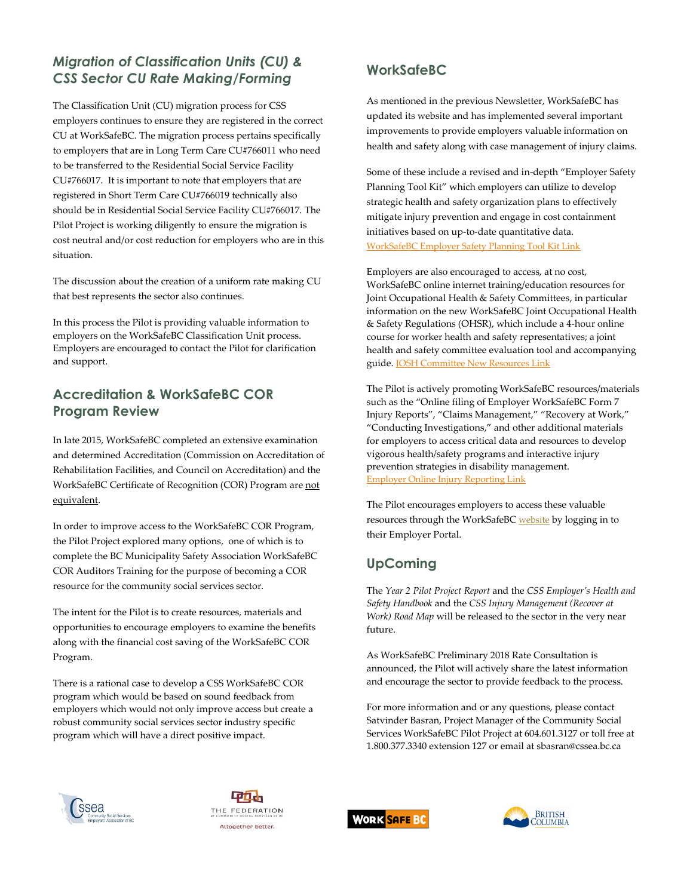## *Migration of Classification Units (CU) & CSS Sector CU Rate Making/Forming*

The Classification Unit (CU) migration process for CSS employers continues to ensure they are registered in the correct CU at WorkSafeBC. The migration process pertains specifically to employers that are in Long Term Care CU#766011 who need to be transferred to the Residential Social Service Facility CU#766017. It is important to note that employers that are registered in Short Term Care CU#766019 technically also should be in Residential Social Service Facility CU#766017. The Pilot Project is working diligently to ensure the migration is cost neutral and/or cost reduction for employers who are in this situation.

The discussion about the creation of a uniform rate making CU that best represents the sector also continues.

In this process the Pilot is providing valuable information to employers on the WorkSafeBC Classification Unit process. Employers are encouraged to contact the Pilot for clarification and support.

## Accreditation & WorkSafeBC COR Program Review

In late 2015, WorkSafeBC completed an extensive examination and determined Accreditation (Commission on Accreditation of Rehabilitation Facilities, and Council on Accreditation) and the WorkSafeBC Certificate of Recognition (COR) Program are not equivalent.

In order to improve access to the WorkSafeBC COR Program, the Pilot Project explored many options, one of which is to complete the BC Municipality Safety Association WorkSafeBC COR Auditors Training for the purpose of becoming a COR resource for the community social services sector.

The intent for the Pilot is to create resources, materials and opportunities to encourage employers to examine the benefits along with the financial cost saving of the WorkSafeBC COR Program.

There is a rational case to develop a CSS WorkSafeBC COR program which would be based on sound feedback from employers which would not only improve access but create a robust community social services sector industry specific program which will have a direct positive impact.

## WorkSafeBC

As mentioned in the previous Newsletter, WorkSafeBC has updated its website and has implemented several important improvements to provide employers valuable information on health and safety along with case management of injury claims.

Some of these include a revised and in-depth "Employer Safety Planning Tool Kit" which employers can utilize to develop strategic health and safety organization plans to effectively mitigate injury prevention and engage in cost containment initiatives based on up-to-date quantitative data.
WorkSafeBC Employer Safety Planning Tool Kit Link

Employers are also encouraged to access, at no cost, WorkSafeBC online internet training/education resources for Joint Occupational Health & Safety Committees, in particular information on the new WorkSafeBC Joint Occupational Health & Safety Regulations (OHSR), which include a 4-hour online course for worker health and safety representatives; a joint health and safety committee evaluation tool and accompanying guide. JOSH Committee New Resources Link

The Pilot is actively promoting WorkSafeBC resources/materials such as the "Online filing of Employer WorkSafeBC Form 7 Injury Reports", "Claims Management," "Recovery at Work," "Conducting Investigations," and other additional materials for employers to access critical data and resources to develop vigorous health/safety programs and interactive injury prevention strategies in disability management.
Employer Online Injury Reporting Link

The Pilot encourages employers to access these valuable resources through the WorkSafeBC website by logging in to their Employer Portal.

## UpComing

The *Year 2 Pilot Project Report* and the *CSS Employer's Health and Safety Handbook* and the *CSS Injury Management (Recover at Work) Road Map* will be released to the sector in the very near future.

As WorkSafeBC Preliminary 2018 Rate Consultation is announced, the Pilot will actively share the latest information and encourage the sector to provide feedback to the process.

For more information and or any questions, please contact Satvinder Basran, Project Manager of the Community Social Services WorkSafeBC Pilot Project at 604.601.3127 or toll free at 1.800.377.3340 extension 127 or email at sbasran@cssea.bc.ca